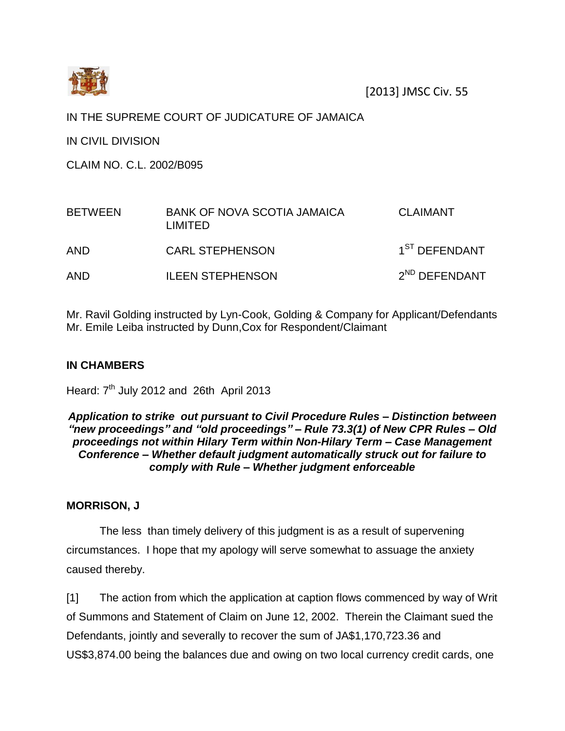[2013] JMSC Civ. 55

IN THE SUPREME COURT OF JUDICATURE OF JAMAICA

IN CIVIL DIVISION

CLAIM NO. C.L. 2002/B095

| | | |
|---|---|---|
| BETWEEN | BANK OF NOVA SCOTIA JAMAICA LIMITED | CLAIMANT |
| AND | CARL STEPHENSON | 1ST DEFENDANT |
| AND | ILEEN STEPHENSON | 2ND DEFENDANT |

Mr. Ravil Golding instructed by Lyn-Cook, Golding & Company for Applicant/Defendants
Mr. Emile Leiba instructed by Dunn,Cox for Respondent/Claimant

**IN CHAMBERS**

Heard: 7th July 2012 and 26th April 2013

***Application to strike out pursuant to Civil Procedure Rules – Distinction between "new proceedings" and "old proceedings" – Rule 73.3(1) of New CPR Rules – Old proceedings not within Hilary Term within Non-Hilary Term – Case Management Conference – Whether default judgment automatically struck out for failure to comply with Rule – Whether judgment enforceable***

**MORRISON, J**

The less than timely delivery of this judgment is as a result of supervening circumstances. I hope that my apology will serve somewhat to assuage the anxiety caused thereby.

[1] The action from which the application at caption flows commenced by way of Writ of Summons and Statement of Claim on June 12, 2002. Therein the Claimant sued the Defendants, jointly and severally to recover the sum of JA$1,170,723.36 and US$3,874.00 being the balances due and owing on two local currency credit cards, one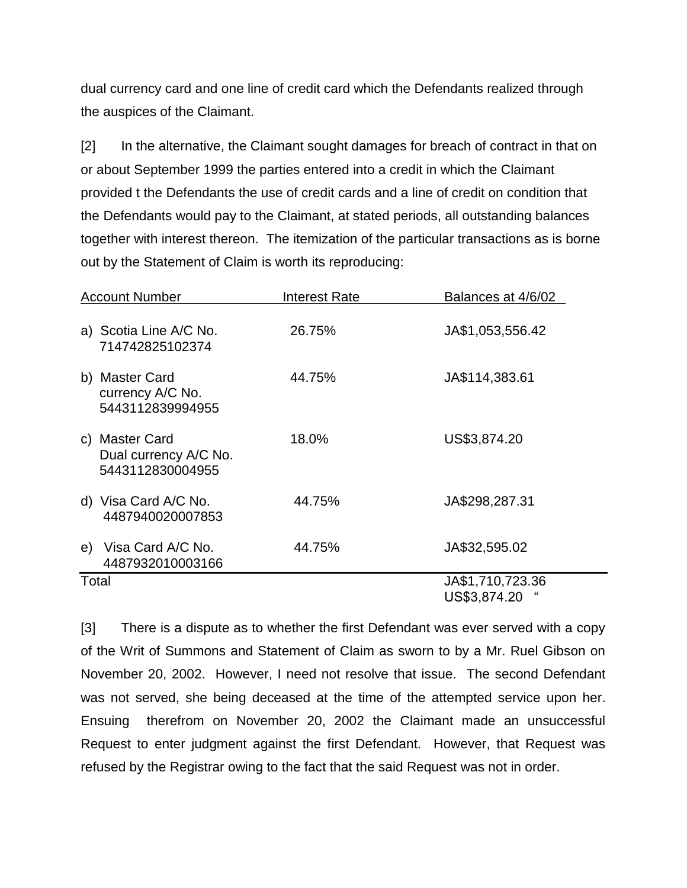dual currency card and one line of credit card which the Defendants realized through the auspices of the Claimant.

[2] In the alternative, the Claimant sought damages for breach of contract in that on or about September 1999 the parties entered into a credit in which the Claimant provided t the Defendants the use of credit cards and a line of credit on condition that the Defendants would pay to the Claimant, at stated periods, all outstanding balances together with interest thereon. The itemization of the particular transactions as is borne out by the Statement of Claim is worth its reproducing:

| Account Number | Interest Rate | Balances at 4/6/02 |
|---|---|---|
| a) Scotia Line A/C No. 714742825102374 | 26.75% | JA$1,053,556.42 |
| b) Master Card currency A/C No. 5443112839994955 | 44.75% | JA$114,383.61 |
| c) Master Card Dual currency A/C No. 5443112830004955 | 18.0% | US$3,874.20 |
| d) Visa Card A/C No. 4487940020007853 | 44.75% | JA$298,287.31 |
| e) Visa Card A/C No. 4487932010003166 | 44.75% | JA$32,595.02 |
| Total | | JA$1,710,723.36<br>US$3,874.20 " |

[3] There is a dispute as to whether the first Defendant was ever served with a copy of the Writ of Summons and Statement of Claim as sworn to by a Mr. Ruel Gibson on November 20, 2002. However, I need not resolve that issue. The second Defendant was not served, she being deceased at the time of the attempted service upon her. Ensuing therefrom on November 20, 2002 the Claimant made an unsuccessful Request to enter judgment against the first Defendant. However, that Request was refused by the Registrar owing to the fact that the said Request was not in order.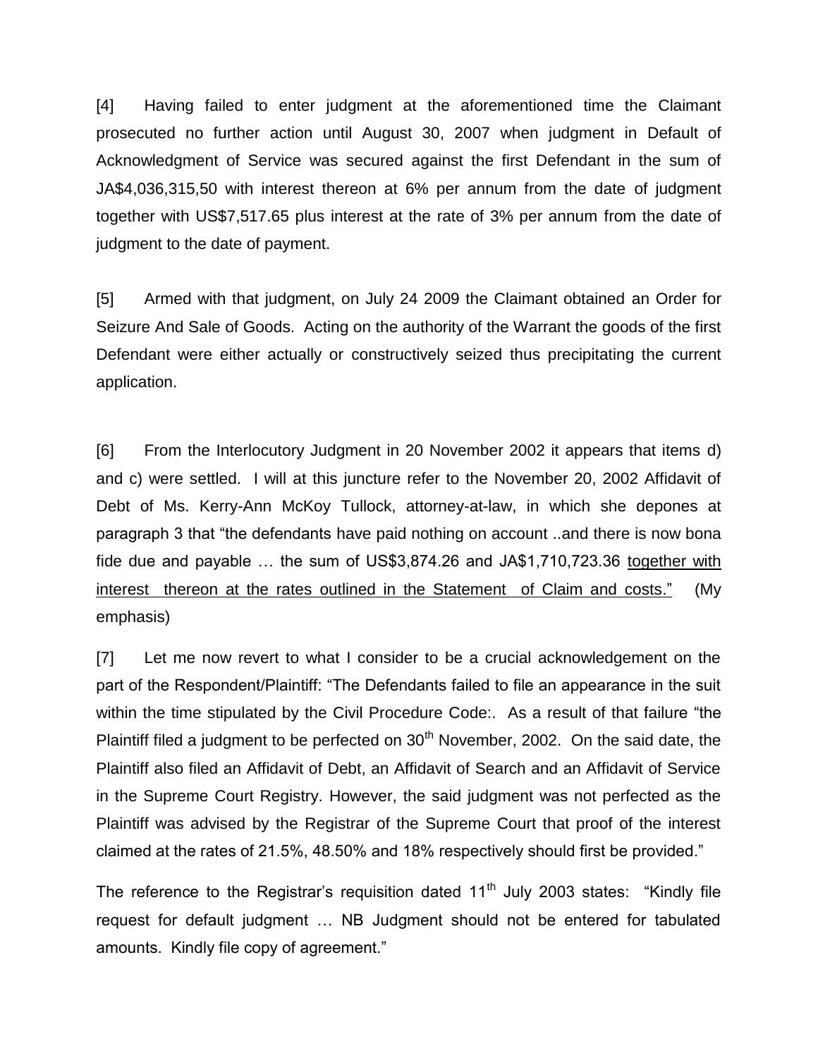[4] Having failed to enter judgment at the aforementioned time the Claimant prosecuted no further action until August 30, 2007 when judgment in Default of Acknowledgment of Service was secured against the first Defendant in the sum of JA$4,036,315,50 with interest thereon at 6% per annum from the date of judgment together with US$7,517.65 plus interest at the rate of 3% per annum from the date of judgment to the date of payment.

[5] Armed with that judgment, on July 24 2009 the Claimant obtained an Order for Seizure And Sale of Goods. Acting on the authority of the Warrant the goods of the first Defendant were either actually or constructively seized thus precipitating the current application.

[6] From the Interlocutory Judgment in 20 November 2002 it appears that items d) and c) were settled. I will at this juncture refer to the November 20, 2002 Affidavit of Debt of Ms. Kerry-Ann McKoy Tullock, attorney-at-law, in which she depones at paragraph 3 that "the defendants have paid nothing on account ..and there is now bona fide due and payable … the sum of US$3,874.26 and JA$1,710,723.36 <u>together with interest thereon at the rates outlined in the Statement of Claim and costs.</u>" (My emphasis)

[7] Let me now revert to what I consider to be a crucial acknowledgement on the part of the Respondent/Plaintiff: "The Defendants failed to file an appearance in the suit within the time stipulated by the Civil Procedure Code:. As a result of that failure "the Plaintiff filed a judgment to be perfected on 30th November, 2002. On the said date, the Plaintiff also filed an Affidavit of Debt, an Affidavit of Search and an Affidavit of Service in the Supreme Court Registry. However, the said judgment was not perfected as the Plaintiff was advised by the Registrar of the Supreme Court that proof of the interest claimed at the rates of 21.5%, 48.50% and 18% respectively should first be provided."

The reference to the Registrar's requisition dated 11th July 2003 states: "Kindly file request for default judgment … NB Judgment should not be entered for tabulated amounts. Kindly file copy of agreement."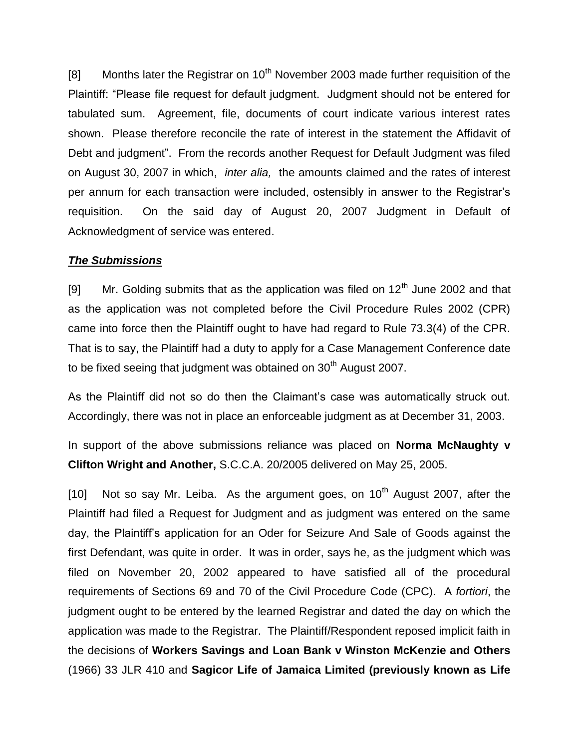[8] Months later the Registrar on 10th November 2003 made further requisition of the Plaintiff: "Please file request for default judgment. Judgment should not be entered for tabulated sum. Agreement, file, documents of court indicate various interest rates shown. Please therefore reconcile the rate of interest in the statement the Affidavit of Debt and judgment". From the records another Request for Default Judgment was filed on August 30, 2007 in which, *inter alia,* the amounts claimed and the rates of interest per annum for each transaction were included, ostensibly in answer to the Registrar's requisition. On the said day of August 20, 2007 Judgment in Default of Acknowledgment of service was entered.

### ***The Submissions***

[9] Mr. Golding submits that as the application was filed on 12th June 2002 and that as the application was not completed before the Civil Procedure Rules 2002 (CPR) came into force then the Plaintiff ought to have had regard to Rule 73.3(4) of the CPR. That is to say, the Plaintiff had a duty to apply for a Case Management Conference date to be fixed seeing that judgment was obtained on 30th August 2007.

As the Plaintiff did not so do then the Claimant's case was automatically struck out. Accordingly, there was not in place an enforceable judgment as at December 31, 2003.

In support of the above submissions reliance was placed on **Norma McNaughty v Clifton Wright and Another,** S.C.C.A. 20/2005 delivered on May 25, 2005.

[10] Not so say Mr. Leiba. As the argument goes, on 10th August 2007, after the Plaintiff had filed a Request for Judgment and as judgment was entered on the same day, the Plaintiff's application for an Oder for Seizure And Sale of Goods against the first Defendant, was quite in order. It was in order, says he, as the judgment which was filed on November 20, 2002 appeared to have satisfied all of the procedural requirements of Sections 69 and 70 of the Civil Procedure Code (CPC). A *fortiori*, the judgment ought to be entered by the learned Registrar and dated the day on which the application was made to the Registrar. The Plaintiff/Respondent reposed implicit faith in the decisions of **Workers Savings and Loan Bank v Winston McKenzie and Others** (1966) 33 JLR 410 and **Sagicor Life of Jamaica Limited (previously known as Life**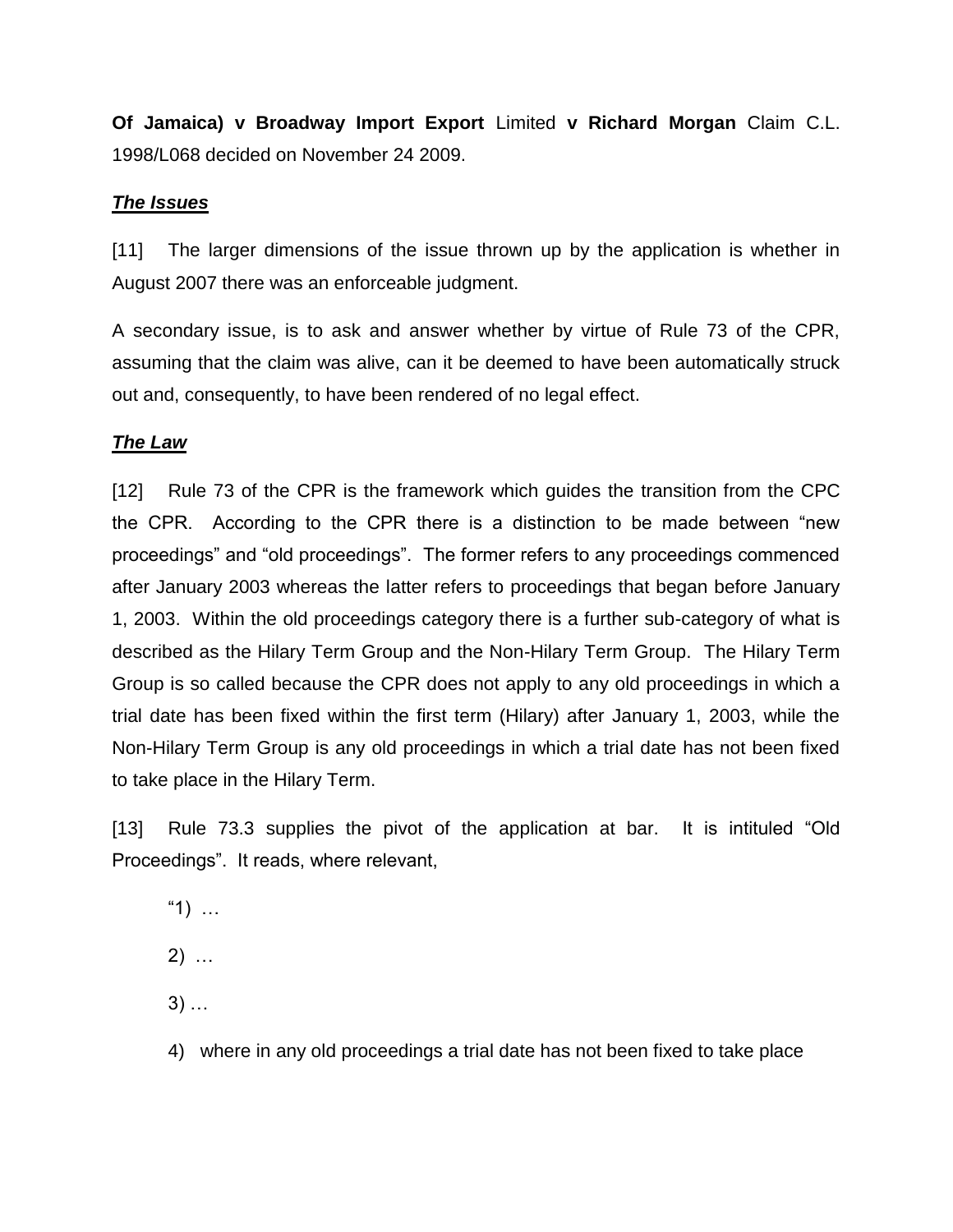**Of Jamaica) v Broadway Import Export** Limited **v Richard Morgan** Claim C.L. 1998/L068 decided on November 24 2009.

***The Issues***

[11] The larger dimensions of the issue thrown up by the application is whether in August 2007 there was an enforceable judgment.

A secondary issue, is to ask and answer whether by virtue of Rule 73 of the CPR, assuming that the claim was alive, can it be deemed to have been automatically struck out and, consequently, to have been rendered of no legal effect.

***The Law***

[12] Rule 73 of the CPR is the framework which guides the transition from the CPC the CPR. According to the CPR there is a distinction to be made between "new proceedings" and "old proceedings". The former refers to any proceedings commenced after January 2003 whereas the latter refers to proceedings that began before January 1, 2003. Within the old proceedings category there is a further sub-category of what is described as the Hilary Term Group and the Non-Hilary Term Group. The Hilary Term Group is so called because the CPR does not apply to any old proceedings in which a trial date has been fixed within the first term (Hilary) after January 1, 2003, while the Non-Hilary Term Group is any old proceedings in which a trial date has not been fixed to take place in the Hilary Term.

[13] Rule 73.3 supplies the pivot of the application at bar. It is intituled "Old Proceedings". It reads, where relevant,

"1) …

2) …

3) …

4) where in any old proceedings a trial date has not been fixed to take place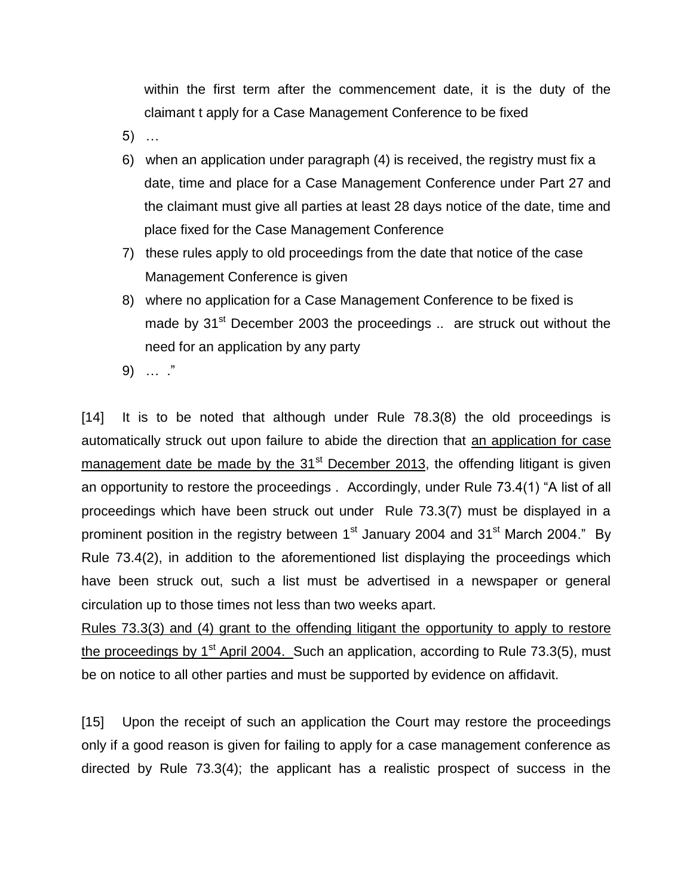within the first term after the commencement date, it is the duty of the claimant t apply for a Case Management Conference to be fixed

5) …

6) when an application under paragraph (4) is received, the registry must fix a date, time and place for a Case Management Conference under Part 27 and the claimant must give all parties at least 28 days notice of the date, time and place fixed for the Case Management Conference

7) these rules apply to old proceedings from the date that notice of the case Management Conference is given

8) where no application for a Case Management Conference to be fixed is made by 31st December 2003 the proceedings .. are struck out without the need for an application by any party

9) … ."

[14] It is to be noted that although under Rule 78.3(8) the old proceedings is automatically struck out upon failure to abide the direction that <u>an application for case management date be made by the 31st December 2013</u>, the offending litigant is given an opportunity to restore the proceedings . Accordingly, under Rule 73.4(1) "A list of all proceedings which have been struck out under Rule 73.3(7) must be displayed in a prominent position in the registry between 1st January 2004 and 31st March 2004." By Rule 73.4(2), in addition to the aforementioned list displaying the proceedings which have been struck out, such a list must be advertised in a newspaper or general circulation up to those times not less than two weeks apart.
<u>Rules 73.3(3) and (4) grant to the offending litigant the opportunity to apply to restore the proceedings by 1st April 2004.</u> Such an application, according to Rule 73.3(5), must be on notice to all other parties and must be supported by evidence on affidavit.

[15] Upon the receipt of such an application the Court may restore the proceedings only if a good reason is given for failing to apply for a case management conference as directed by Rule 73.3(4); the applicant has a realistic prospect of success in the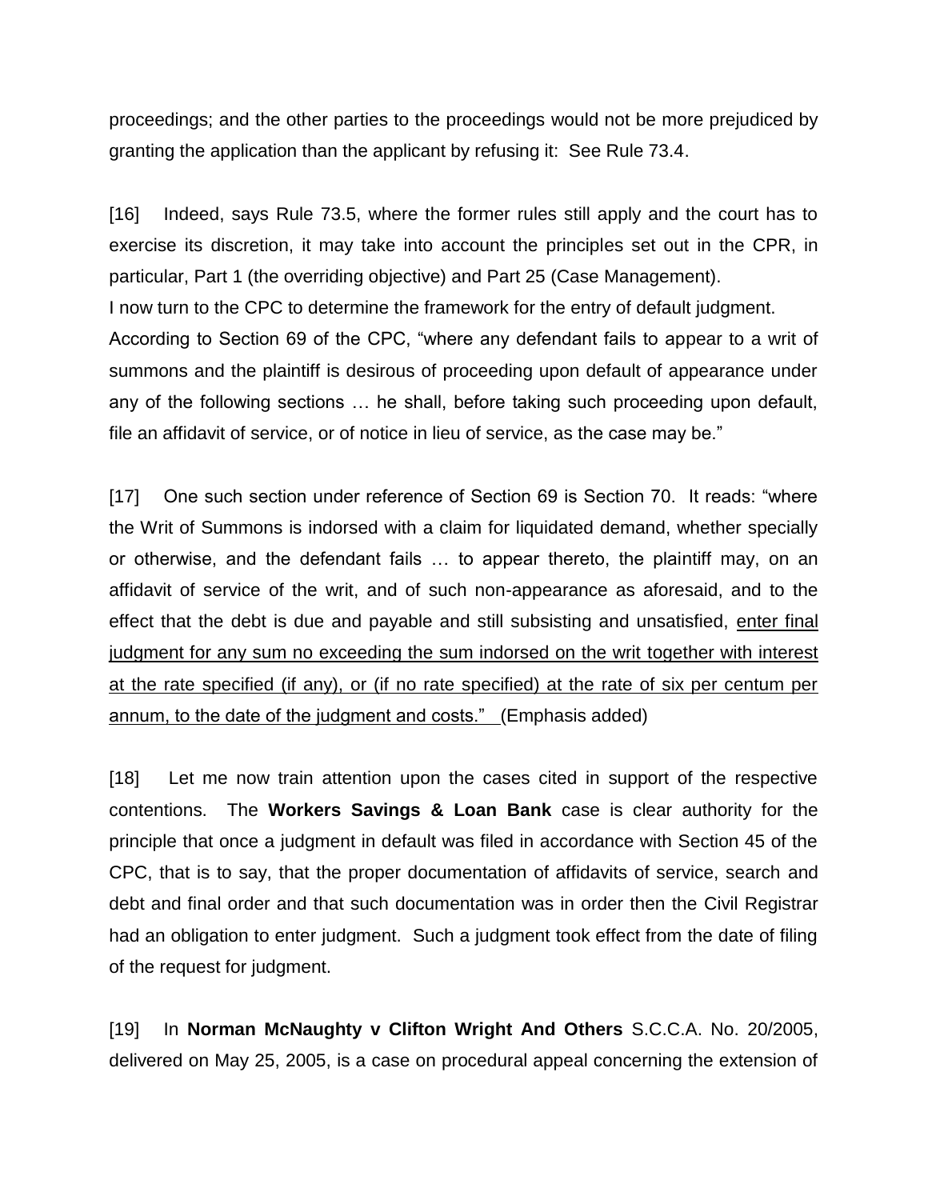proceedings; and the other parties to the proceedings would not be more prejudiced by granting the application than the applicant by refusing it: See Rule 73.4.

[16] Indeed, says Rule 73.5, where the former rules still apply and the court has to exercise its discretion, it may take into account the principles set out in the CPR, in particular, Part 1 (the overriding objective) and Part 25 (Case Management).

I now turn to the CPC to determine the framework for the entry of default judgment. According to Section 69 of the CPC, "where any defendant fails to appear to a writ of summons and the plaintiff is desirous of proceeding upon default of appearance under any of the following sections … he shall, before taking such proceeding upon default, file an affidavit of service, or of notice in lieu of service, as the case may be."

[17] One such section under reference of Section 69 is Section 70. It reads: "where the Writ of Summons is indorsed with a claim for liquidated demand, whether specially or otherwise, and the defendant fails … to appear thereto, the plaintiff may, on an affidavit of service of the writ, and of such non-appearance as aforesaid, and to the effect that the debt is due and payable and still subsisting and unsatisfied, <u>enter final judgment for any sum no exceeding the sum indorsed on the writ together with interest at the rate specified (if any), or (if no rate specified) at the rate of six per centum per annum, to the date of the judgment and costs."</u> (Emphasis added)

[18] Let me now train attention upon the cases cited in support of the respective contentions. The **Workers Savings & Loan Bank** case is clear authority for the principle that once a judgment in default was filed in accordance with Section 45 of the CPC, that is to say, that the proper documentation of affidavits of service, search and debt and final order and that such documentation was in order then the Civil Registrar had an obligation to enter judgment. Such a judgment took effect from the date of filing of the request for judgment.

[19] In **Norman McNaughty v Clifton Wright And Others** S.C.C.A. No. 20/2005, delivered on May 25, 2005, is a case on procedural appeal concerning the extension of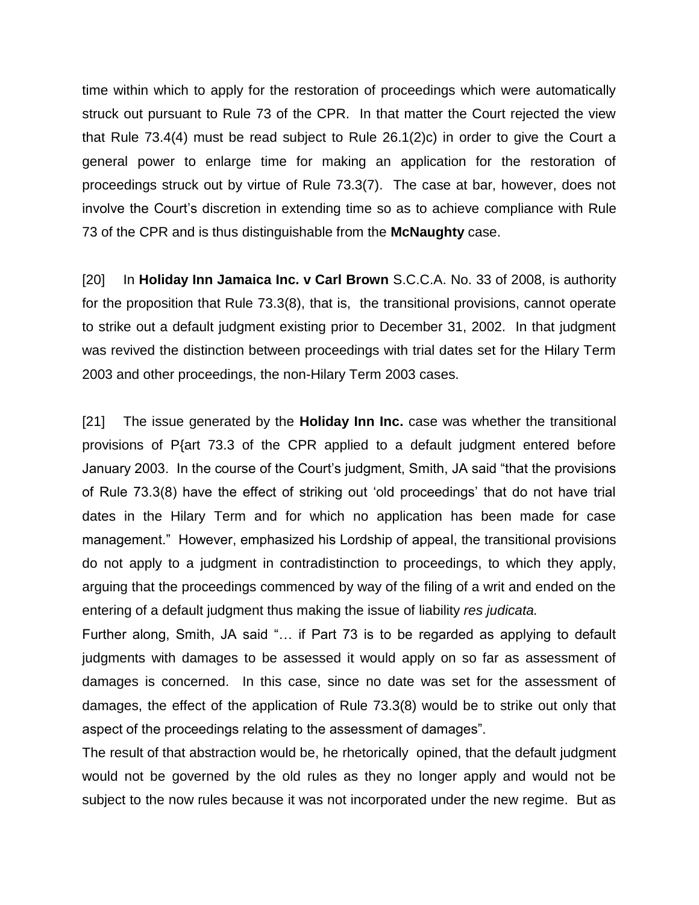time within which to apply for the restoration of proceedings which were automatically struck out pursuant to Rule 73 of the CPR. In that matter the Court rejected the view that Rule 73.4(4) must be read subject to Rule 26.1(2)c) in order to give the Court a general power to enlarge time for making an application for the restoration of proceedings struck out by virtue of Rule 73.3(7). The case at bar, however, does not involve the Court's discretion in extending time so as to achieve compliance with Rule 73 of the CPR and is thus distinguishable from the **McNaughty** case.

[20] In **Holiday Inn Jamaica Inc. v Carl Brown** S.C.C.A. No. 33 of 2008, is authority for the proposition that Rule 73.3(8), that is, the transitional provisions, cannot operate to strike out a default judgment existing prior to December 31, 2002. In that judgment was revived the distinction between proceedings with trial dates set for the Hilary Term 2003 and other proceedings, the non-Hilary Term 2003 cases.

[21] The issue generated by the **Holiday Inn Inc.** case was whether the transitional provisions of P{art 73.3 of the CPR applied to a default judgment entered before January 2003. In the course of the Court's judgment, Smith, JA said "that the provisions of Rule 73.3(8) have the effect of striking out 'old proceedings' that do not have trial dates in the Hilary Term and for which no application has been made for case management." However, emphasized his Lordship of appeal, the transitional provisions do not apply to a judgment in contradistinction to proceedings, to which they apply, arguing that the proceedings commenced by way of the filing of a writ and ended on the entering of a default judgment thus making the issue of liability *res judicata.*

Further along, Smith, JA said "… if Part 73 is to be regarded as applying to default judgments with damages to be assessed it would apply on so far as assessment of damages is concerned. In this case, since no date was set for the assessment of damages, the effect of the application of Rule 73.3(8) would be to strike out only that aspect of the proceedings relating to the assessment of damages".

The result of that abstraction would be, he rhetorically opined, that the default judgment would not be governed by the old rules as they no longer apply and would not be subject to the now rules because it was not incorporated under the new regime. But as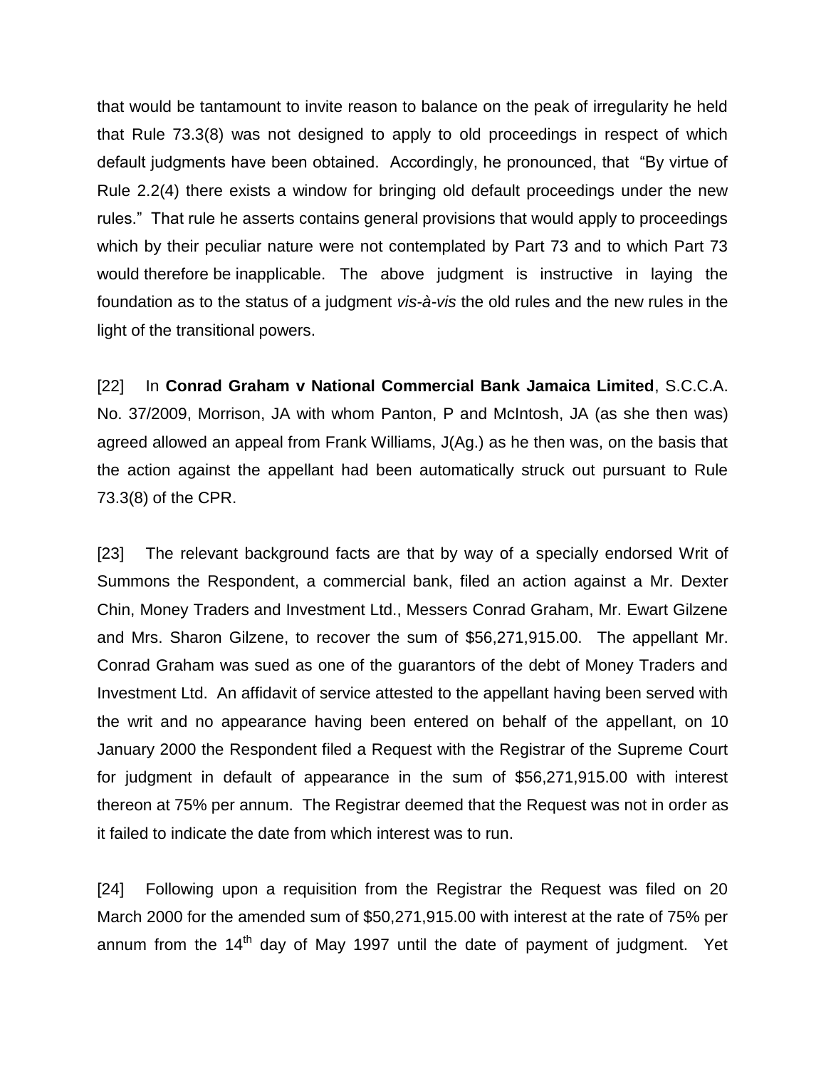that would be tantamount to invite reason to balance on the peak of irregularity he held that Rule 73.3(8) was not designed to apply to old proceedings in respect of which default judgments have been obtained. Accordingly, he pronounced, that "By virtue of Rule 2.2(4) there exists a window for bringing old default proceedings under the new rules." That rule he asserts contains general provisions that would apply to proceedings which by their peculiar nature were not contemplated by Part 73 and to which Part 73 would therefore be inapplicable. The above judgment is instructive in laying the foundation as to the status of a judgment *vis-à-vis* the old rules and the new rules in the light of the transitional powers.

[22] In **Conrad Graham v National Commercial Bank Jamaica Limited**, S.C.C.A. No. 37/2009, Morrison, JA with whom Panton, P and McIntosh, JA (as she then was) agreed allowed an appeal from Frank Williams, J(Ag.) as he then was, on the basis that the action against the appellant had been automatically struck out pursuant to Rule 73.3(8) of the CPR.

[23] The relevant background facts are that by way of a specially endorsed Writ of Summons the Respondent, a commercial bank, filed an action against a Mr. Dexter Chin, Money Traders and Investment Ltd., Messers Conrad Graham, Mr. Ewart Gilzene and Mrs. Sharon Gilzene, to recover the sum of $56,271,915.00. The appellant Mr. Conrad Graham was sued as one of the guarantors of the debt of Money Traders and Investment Ltd. An affidavit of service attested to the appellant having been served with the writ and no appearance having been entered on behalf of the appellant, on 10 January 2000 the Respondent filed a Request with the Registrar of the Supreme Court for judgment in default of appearance in the sum of $56,271,915.00 with interest thereon at 75% per annum. The Registrar deemed that the Request was not in order as it failed to indicate the date from which interest was to run.

[24] Following upon a requisition from the Registrar the Request was filed on 20 March 2000 for the amended sum of $50,271,915.00 with interest at the rate of 75% per annum from the 14th day of May 1997 until the date of payment of judgment. Yet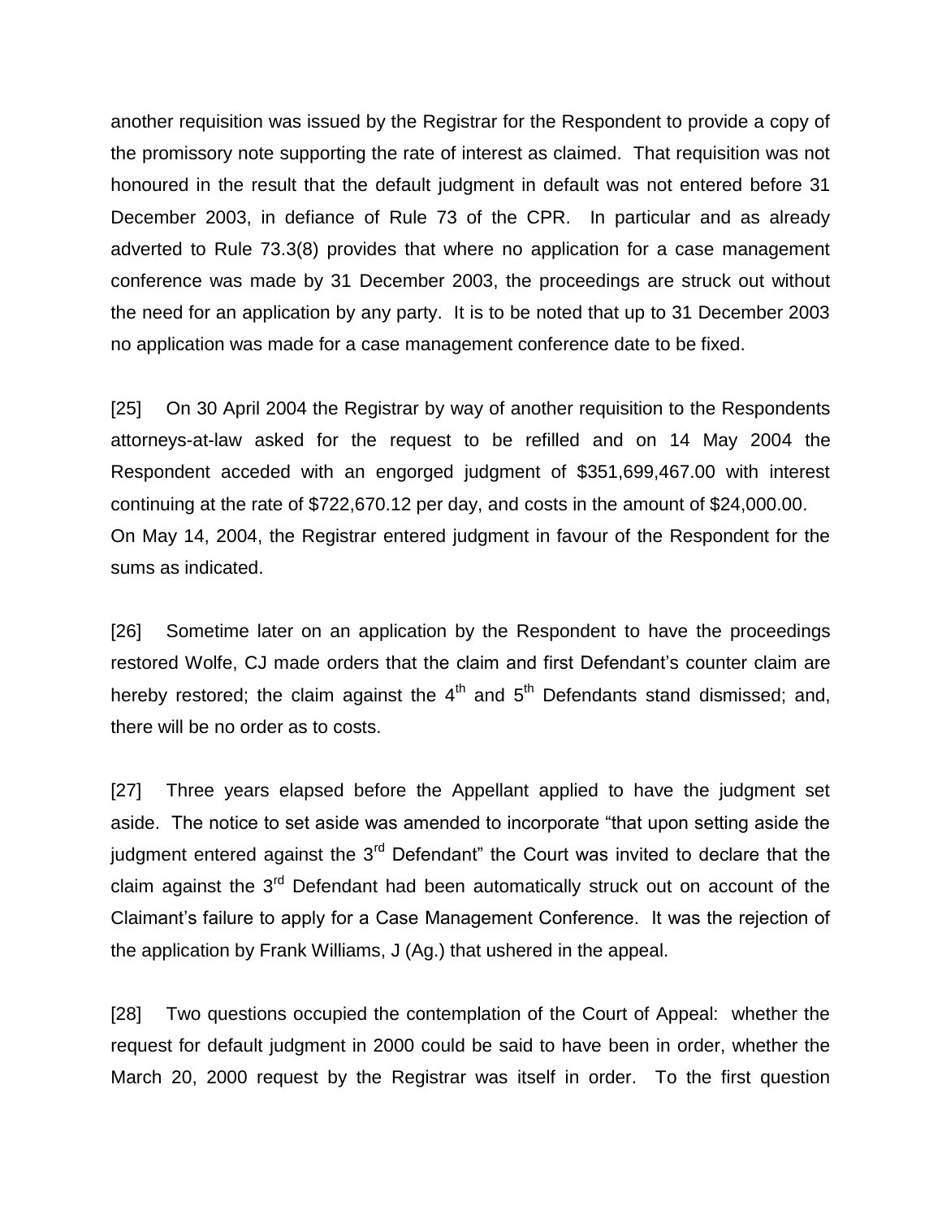another requisition was issued by the Registrar for the Respondent to provide a copy of the promissory note supporting the rate of interest as claimed. That requisition was not honoured in the result that the default judgment in default was not entered before 31 December 2003, in defiance of Rule 73 of the CPR. In particular and as already adverted to Rule 73.3(8) provides that where no application for a case management conference was made by 31 December 2003, the proceedings are struck out without the need for an application by any party. It is to be noted that up to 31 December 2003 no application was made for a case management conference date to be fixed.

[25] On 30 April 2004 the Registrar by way of another requisition to the Respondents attorneys-at-law asked for the request to be refilled and on 14 May 2004 the Respondent acceded with an engorged judgment of $351,699,467.00 with interest continuing at the rate of $722,670.12 per day, and costs in the amount of $24,000.00. On May 14, 2004, the Registrar entered judgment in favour of the Respondent for the sums as indicated.

[26] Sometime later on an application by the Respondent to have the proceedings restored Wolfe, CJ made orders that the claim and first Defendant's counter claim are hereby restored; the claim against the 4th and 5th Defendants stand dismissed; and, there will be no order as to costs.

[27] Three years elapsed before the Appellant applied to have the judgment set aside. The notice to set aside was amended to incorporate "that upon setting aside the judgment entered against the 3rd Defendant" the Court was invited to declare that the claim against the 3rd Defendant had been automatically struck out on account of the Claimant's failure to apply for a Case Management Conference. It was the rejection of the application by Frank Williams, J (Ag.) that ushered in the appeal.

[28] Two questions occupied the contemplation of the Court of Appeal: whether the request for default judgment in 2000 could be said to have been in order, whether the March 20, 2000 request by the Registrar was itself in order. To the first question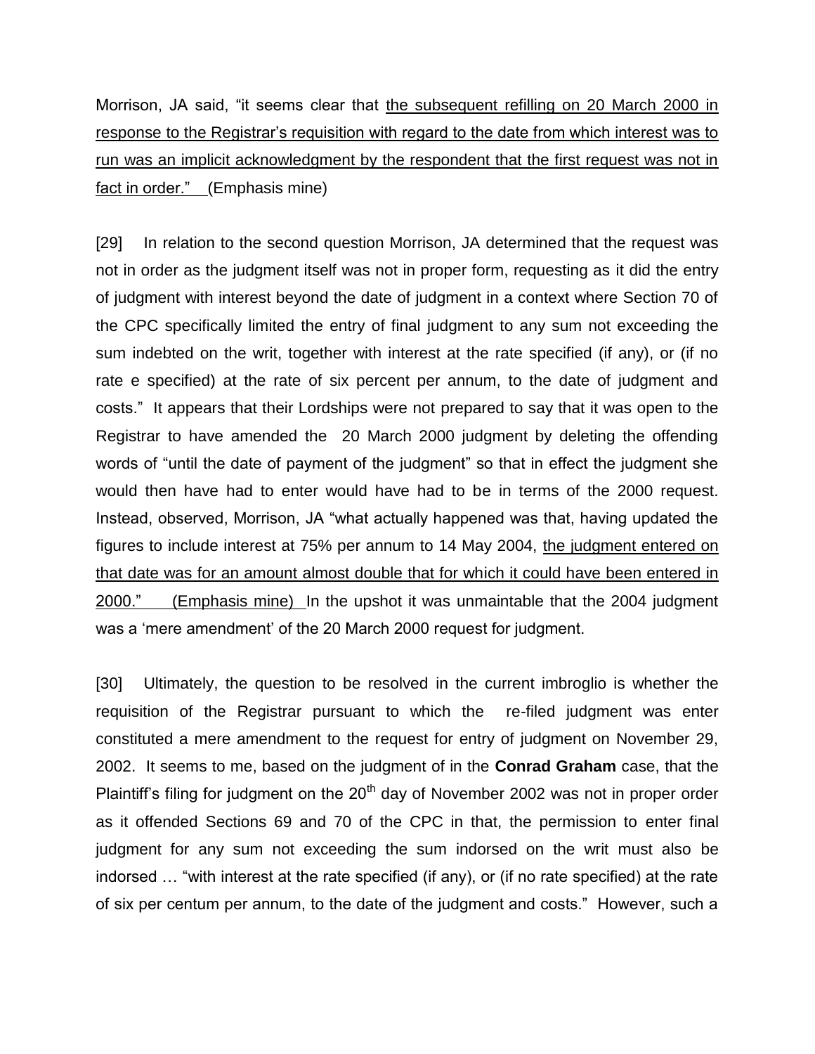Morrison, JA said, "it seems clear that the subsequent refilling on 20 March 2000 in response to the Registrar's requisition with regard to the date from which interest was to run was an implicit acknowledgment by the respondent that the first request was not in fact in order." (Emphasis mine)

[29] In relation to the second question Morrison, JA determined that the request was not in order as the judgment itself was not in proper form, requesting as it did the entry of judgment with interest beyond the date of judgment in a context where Section 70 of the CPC specifically limited the entry of final judgment to any sum not exceeding the sum indebted on the writ, together with interest at the rate specified (if any), or (if no rate e specified) at the rate of six percent per annum, to the date of judgment and costs." It appears that their Lordships were not prepared to say that it was open to the Registrar to have amended the 20 March 2000 judgment by deleting the offending words of "until the date of payment of the judgment" so that in effect the judgment she would then have had to enter would have had to be in terms of the 2000 request. Instead, observed, Morrison, JA "what actually happened was that, having updated the figures to include interest at 75% per annum to 14 May 2004, the judgment entered on that date was for an amount almost double that for which it could have been entered in 2000." (Emphasis mine) In the upshot it was unmaintable that the 2004 judgment was a 'mere amendment' of the 20 March 2000 request for judgment.

[30] Ultimately, the question to be resolved in the current imbroglio is whether the requisition of the Registrar pursuant to which the re-filed judgment was enter constituted a mere amendment to the request for entry of judgment on November 29, 2002. It seems to me, based on the judgment of in the **Conrad Graham** case, that the Plaintiff's filing for judgment on the 20th day of November 2002 was not in proper order as it offended Sections 69 and 70 of the CPC in that, the permission to enter final judgment for any sum not exceeding the sum indorsed on the writ must also be indorsed … "with interest at the rate specified (if any), or (if no rate specified) at the rate of six per centum per annum, to the date of the judgment and costs." However, such a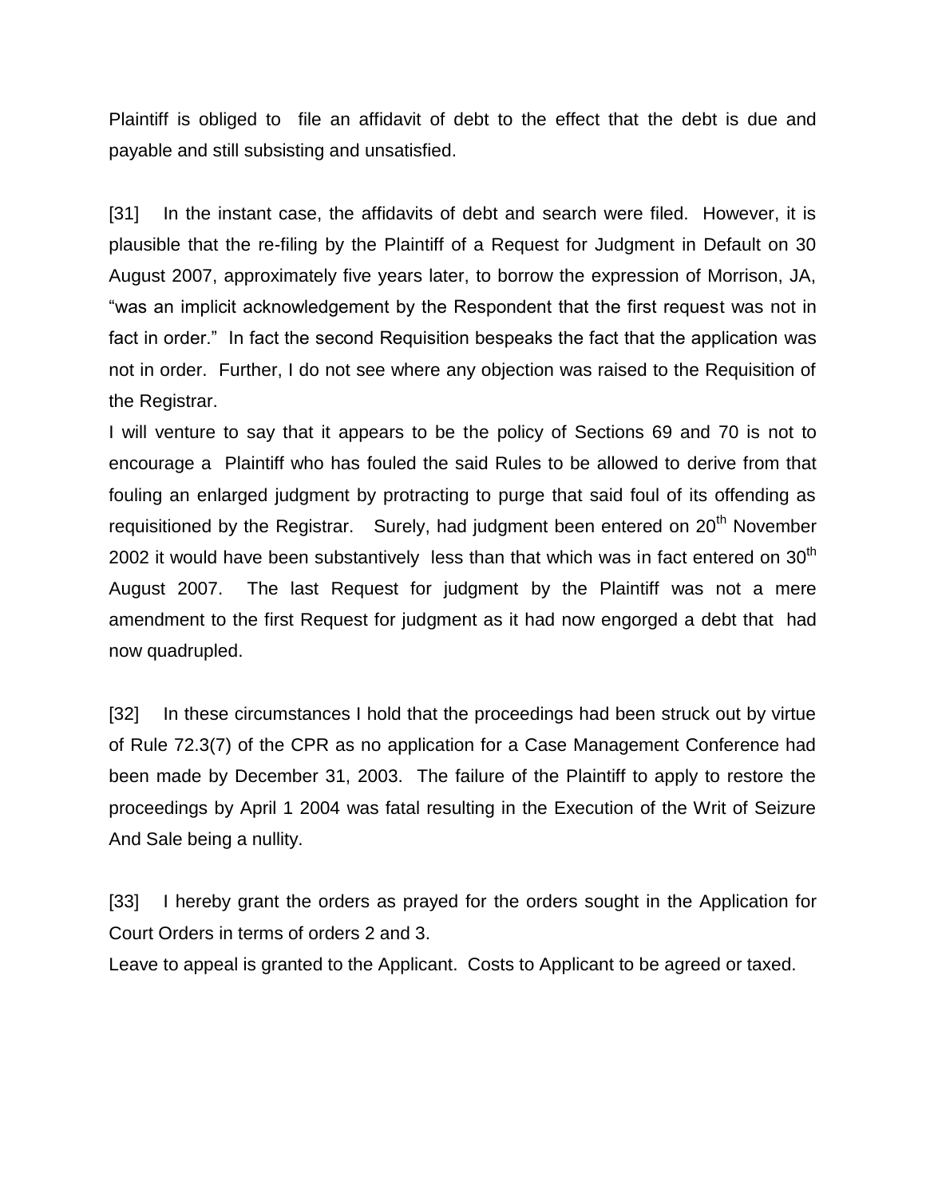Plaintiff is obliged to file an affidavit of debt to the effect that the debt is due and payable and still subsisting and unsatisfied.

[31] In the instant case, the affidavits of debt and search were filed. However, it is plausible that the re-filing by the Plaintiff of a Request for Judgment in Default on 30 August 2007, approximately five years later, to borrow the expression of Morrison, JA, "was an implicit acknowledgement by the Respondent that the first request was not in fact in order." In fact the second Requisition bespeaks the fact that the application was not in order. Further, I do not see where any objection was raised to the Requisition of the Registrar.

I will venture to say that it appears to be the policy of Sections 69 and 70 is not to encourage a Plaintiff who has fouled the said Rules to be allowed to derive from that fouling an enlarged judgment by protracting to purge that said foul of its offending as requisitioned by the Registrar. Surely, had judgment been entered on 20th November 2002 it would have been substantively less than that which was in fact entered on 30th August 2007. The last Request for judgment by the Plaintiff was not a mere amendment to the first Request for judgment as it had now engorged a debt that had now quadrupled.

[32] In these circumstances I hold that the proceedings had been struck out by virtue of Rule 72.3(7) of the CPR as no application for a Case Management Conference had been made by December 31, 2003. The failure of the Plaintiff to apply to restore the proceedings by April 1 2004 was fatal resulting in the Execution of the Writ of Seizure And Sale being a nullity.

[33] I hereby grant the orders as prayed for the orders sought in the Application for Court Orders in terms of orders 2 and 3.

Leave to appeal is granted to the Applicant. Costs to Applicant to be agreed or taxed.